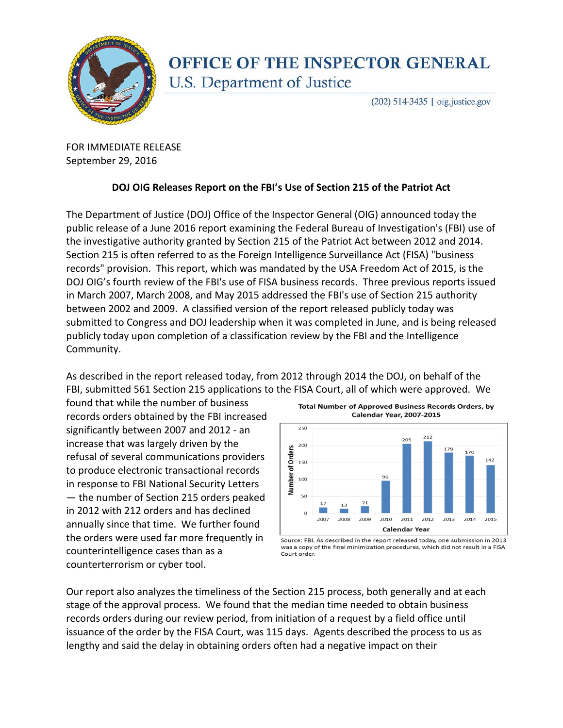# OFFICE OF THE INSPECTOR GENERAL

## U.S. Department of Justice

(202) 514-3435 | oig.justice.gov

FOR IMMEDIATE RELEASE
September 29, 2016

**DOJ OIG Releases Report on the FBI's Use of Section 215 of the Patriot Act**

The Department of Justice (DOJ) Office of the Inspector General (OIG) announced today the public release of a June 2016 report examining the Federal Bureau of Investigation's (FBI) use of the investigative authority granted by Section 215 of the Patriot Act between 2012 and 2014. Section 215 is often referred to as the Foreign Intelligence Surveillance Act (FISA) "business records" provision. This report, which was mandated by the USA Freedom Act of 2015, is the DOJ OIG's fourth review of the FBI's use of FISA business records. Three previous reports issued in March 2007, March 2008, and May 2015 addressed the FBI's use of Section 215 authority between 2002 and 2009. A classified version of the report released publicly today was submitted to Congress and DOJ leadership when it was completed in June, and is being released publicly today upon completion of a classification review by the FBI and the Intelligence Community.

As described in the report released today, from 2012 through 2014 the DOJ, on behalf of the FBI, submitted 561 Section 215 applications to the FISA Court, all of which were approved. We found that while the number of business records orders obtained by the FBI increased significantly between 2007 and 2012 - an increase that was largely driven by the refusal of several communications providers to produce electronic transactional records in response to FBI National Security Letters — the number of Section 215 orders peaked in 2012 with 212 orders and has declined annually since that time. We further found the orders were used far more frequently in counterintelligence cases than as a counterterrorism or cyber tool.

**Total Number of Approved Business Records Orders, by Calendar Year, 2007-2015**

| Calendar Year | Number of Orders |
|---|---|
| 2007 | 17 |
| 2008 | 13 |
| 2009 | 21 |
| 2010 | 96 |
| 2011 | 205 |
| 2012 | 212 |
| 2013 | 179 |
| 2014 | 170 |
| 2015 | 142 |

Source: FBI. As described in the report released today, one submission in 2013 was a copy of the final minimization procedures, which did not result in a FISA Court order.

Our report also analyzes the timeliness of the Section 215 process, both generally and at each stage of the approval process. We found that the median time needed to obtain business records orders during our review period, from initiation of a request by a field office until issuance of the order by the FISA Court, was 115 days. Agents described the process to us as lengthy and said the delay in obtaining orders often had a negative impact on their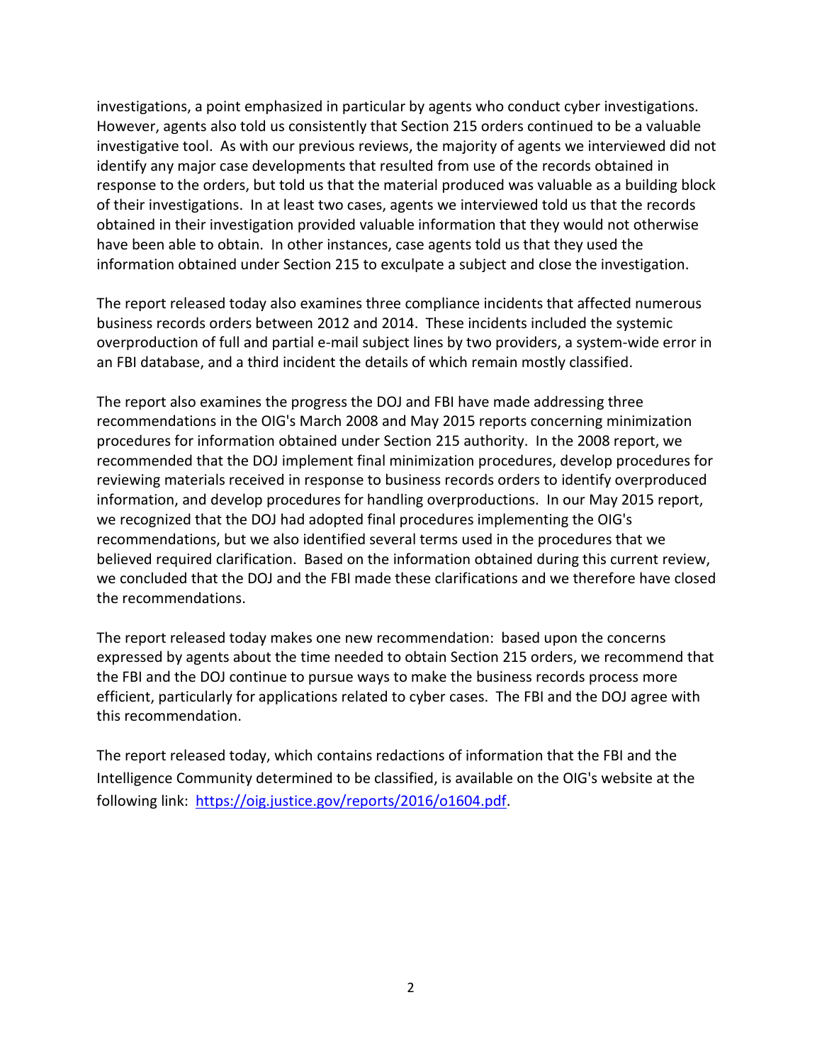investigations, a point emphasized in particular by agents who conduct cyber investigations. However, agents also told us consistently that Section 215 orders continued to be a valuable investigative tool. As with our previous reviews, the majority of agents we interviewed did not identify any major case developments that resulted from use of the records obtained in response to the orders, but told us that the material produced was valuable as a building block of their investigations. In at least two cases, agents we interviewed told us that the records obtained in their investigation provided valuable information that they would not otherwise have been able to obtain. In other instances, case agents told us that they used the information obtained under Section 215 to exculpate a subject and close the investigation.

The report released today also examines three compliance incidents that affected numerous business records orders between 2012 and 2014. These incidents included the systemic overproduction of full and partial e-mail subject lines by two providers, a system-wide error in an FBI database, and a third incident the details of which remain mostly classified.

The report also examines the progress the DOJ and FBI have made addressing three recommendations in the OIG's March 2008 and May 2015 reports concerning minimization procedures for information obtained under Section 215 authority. In the 2008 report, we recommended that the DOJ implement final minimization procedures, develop procedures for reviewing materials received in response to business records orders to identify overproduced information, and develop procedures for handling overproductions. In our May 2015 report, we recognized that the DOJ had adopted final procedures implementing the OIG's recommendations, but we also identified several terms used in the procedures that we believed required clarification. Based on the information obtained during this current review, we concluded that the DOJ and the FBI made these clarifications and we therefore have closed the recommendations.

The report released today makes one new recommendation: based upon the concerns expressed by agents about the time needed to obtain Section 215 orders, we recommend that the FBI and the DOJ continue to pursue ways to make the business records process more efficient, particularly for applications related to cyber cases. The FBI and the DOJ agree with this recommendation.

The report released today, which contains redactions of information that the FBI and the Intelligence Community determined to be classified, is available on the OIG's website at the following link: [https://oig.justice.gov/reports/2016/o1604.pdf](https://oig.justice.gov/reports/2016/o1604.pdf).